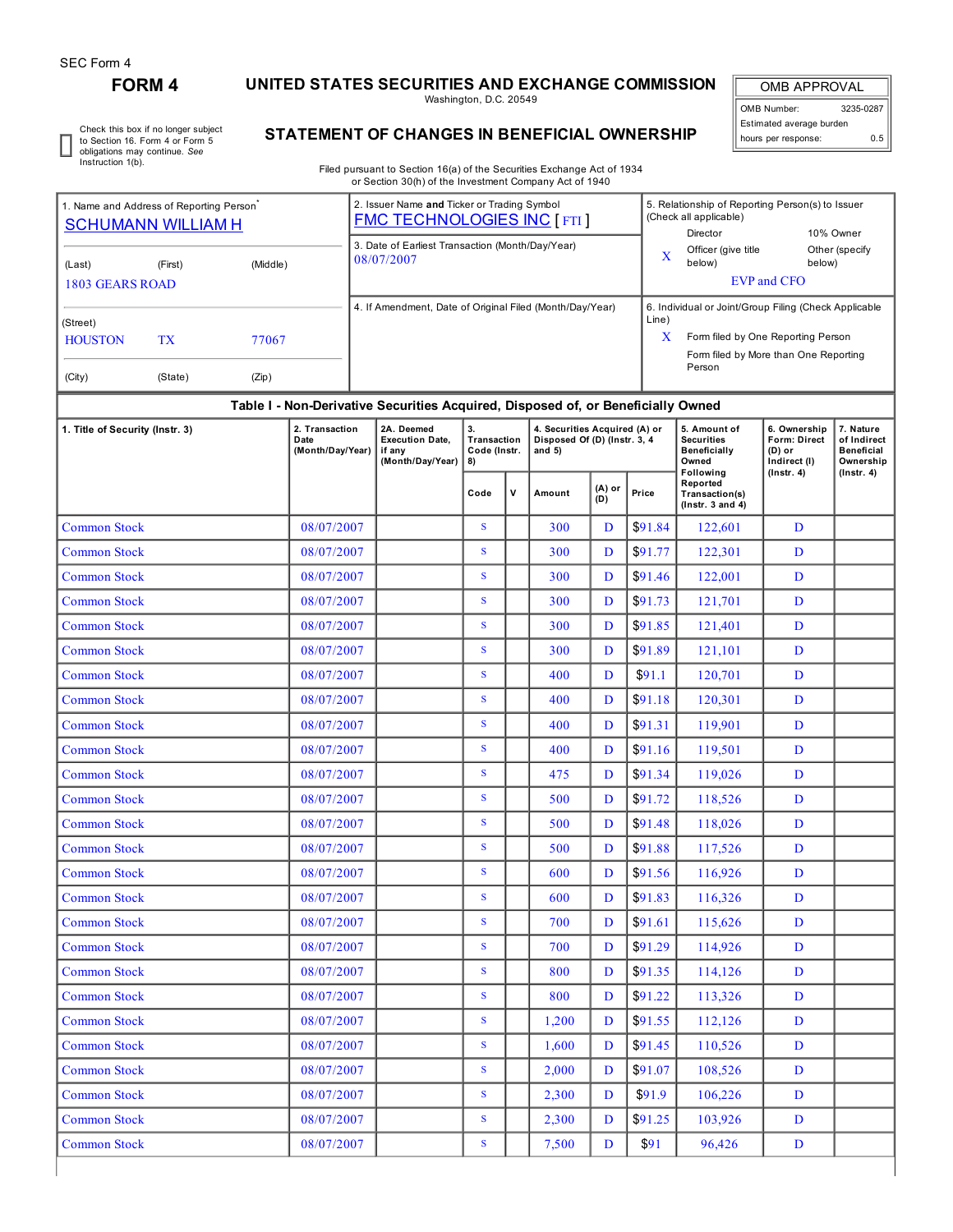SEC Form 4

# FORM 4

## UNITED STATES SECURITIES AND EXCHANGE COMMISSION

Washington, D.C. 20549

## STATEMENT OF CHANGES IN BENEFICIAL OWNERSHIP

| OMB APPROVAL | |
|---|---|
| OMB Number: | 3235-0287 |
| Estimated average burden | |
| hours per response: | 0.5 |

☐ Check this box if no longer subject to Section 16. Form 4 or Form 5 obligations may continue. *See* Instruction 1(b).

Filed pursuant to Section 16(a) of the Securities Exchange Act of 1934 or Section 30(h) of the Investment Company Act of 1940

1. Name and Address of Reporting Person*
SCHUMANN WILLIAM H

(Last) (First) (Middle)
1803 GEARS ROAD

(Street)
HOUSTON TX 77067

(City) (State) (Zip)

2. Issuer Name **and** Ticker or Trading Symbol
FMC TECHNOLOGIES INC [ FTI ]

3. Date of Earliest Transaction (Month/Day/Year)
08/07/2007

4. If Amendment, Date of Original Filed (Month/Day/Year)

5. Relationship of Reporting Person(s) to Issuer (Check all applicable)
Director | 10% Owner
X Officer (give title below) | Other (specify below)
EVP and CFO

6. Individual or Joint/Group Filing (Check Applicable Line)
X Form filed by One Reporting Person
Form filed by More than One Reporting Person

**Table I - Non-Derivative Securities Acquired, Disposed of, or Beneficially Owned**

| 1. Title of Security (Instr. 3) | 2. Transaction Date (Month/Day/Year) | 2A. Deemed Execution Date, if any (Month/Day/Year) | 3. Transaction Code (Instr. 8) | | 4. Securities Acquired (A) or Disposed Of (D) (Instr. 3, 4 and 5) | | | 5. Amount of Securities Beneficially Owned Following Reported Transaction(s) (Instr. 3 and 4) | 6. Ownership Form: Direct (D) or Indirect (I) (Instr. 4) | 7. Nature of Indirect Beneficial Ownership (Instr. 4) |
|---|---|---|---|---|---|---|---|---|---|---|
| | | | Code | V | Amount | (A) or (D) | Price | | | |
| Common Stock | 08/07/2007 | | S | | 300 | D | $91.84 | 122,601 | D | |
| Common Stock | 08/07/2007 | | S | | 300 | D | $91.77 | 122,301 | D | |
| Common Stock | 08/07/2007 | | S | | 300 | D | $91.46 | 122,001 | D | |
| Common Stock | 08/07/2007 | | S | | 300 | D | $91.73 | 121,701 | D | |
| Common Stock | 08/07/2007 | | S | | 300 | D | $91.85 | 121,401 | D | |
| Common Stock | 08/07/2007 | | S | | 300 | D | $91.89 | 121,101 | D | |
| Common Stock | 08/07/2007 | | S | | 400 | D | $91.1 | 120,701 | D | |
| Common Stock | 08/07/2007 | | S | | 400 | D | $91.18 | 120,301 | D | |
| Common Stock | 08/07/2007 | | S | | 400 | D | $91.31 | 119,901 | D | |
| Common Stock | 08/07/2007 | | S | | 400 | D | $91.16 | 119,501 | D | |
| Common Stock | 08/07/2007 | | S | | 475 | D | $91.34 | 119,026 | D | |
| Common Stock | 08/07/2007 | | S | | 500 | D | $91.72 | 118,526 | D | |
| Common Stock | 08/07/2007 | | S | | 500 | D | $91.48 | 118,026 | D | |
| Common Stock | 08/07/2007 | | S | | 500 | D | $91.88 | 117,526 | D | |
| Common Stock | 08/07/2007 | | S | | 600 | D | $91.56 | 116,926 | D | |
| Common Stock | 08/07/2007 | | S | | 600 | D | $91.83 | 116,326 | D | |
| Common Stock | 08/07/2007 | | S | | 700 | D | $91.61 | 115,626 | D | |
| Common Stock | 08/07/2007 | | S | | 700 | D | $91.29 | 114,926 | D | |
| Common Stock | 08/07/2007 | | S | | 800 | D | $91.35 | 114,126 | D | |
| Common Stock | 08/07/2007 | | S | | 800 | D | $91.22 | 113,326 | D | |
| Common Stock | 08/07/2007 | | S | | 1,200 | D | $91.55 | 112,126 | D | |
| Common Stock | 08/07/2007 | | S | | 1,600 | D | $91.45 | 110,526 | D | |
| Common Stock | 08/07/2007 | | S | | 2,000 | D | $91.07 | 108,526 | D | |
| Common Stock | 08/07/2007 | | S | | 2,300 | D | $91.9 | 106,226 | D | |
| Common Stock | 08/07/2007 | | S | | 2,300 | D | $91.25 | 103,926 | D | |
| Common Stock | 08/07/2007 | | S | | 7,500 | D | $91 | 96,426 | D | |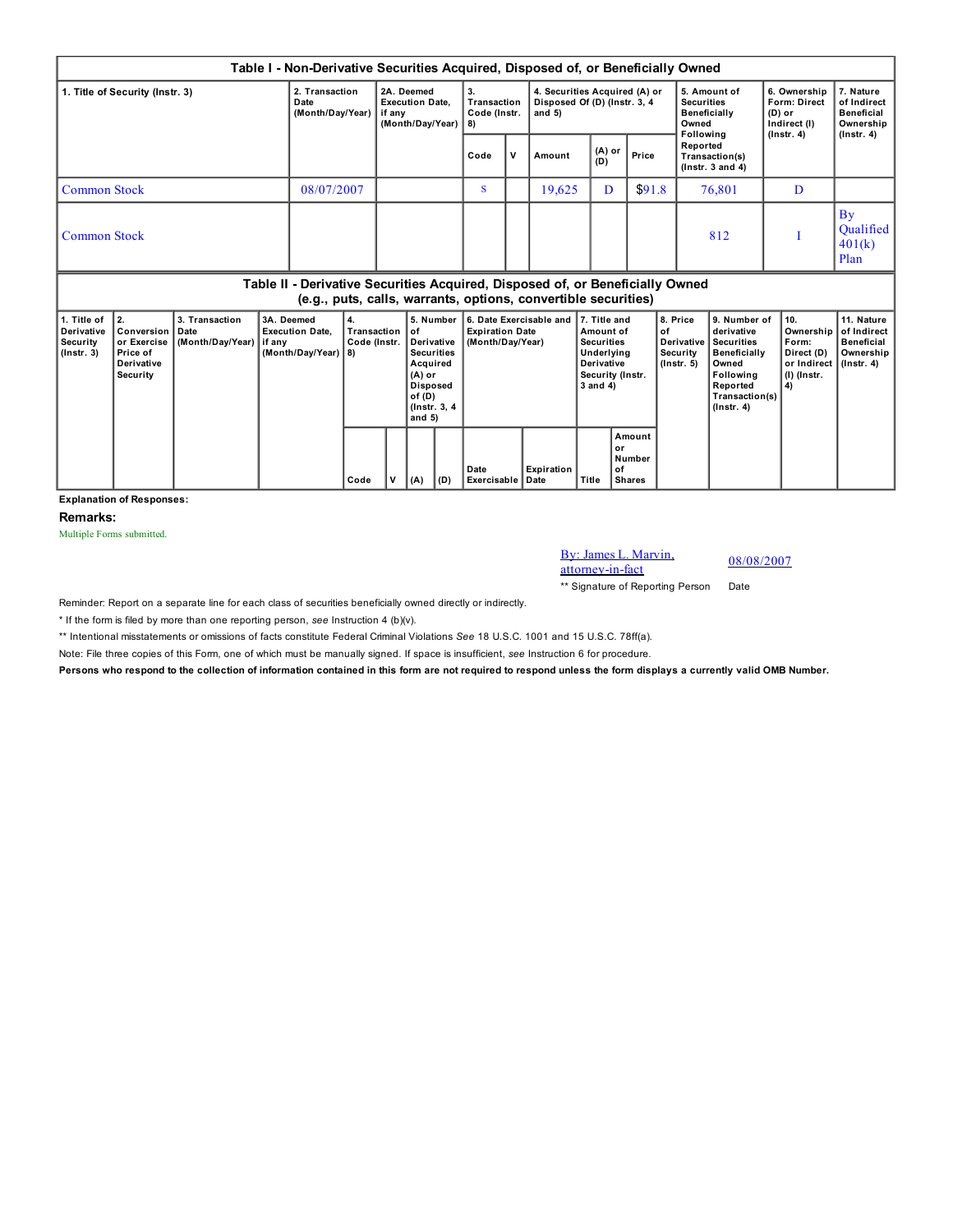## Table I - Non-Derivative Securities Acquired, Disposed of, or Beneficially Owned

| 1. Title of Security (Instr. 3) | 2. Transaction Date (Month/Day/Year) | 2A. Deemed Execution Date, if any (Month/Day/Year) | 3. Transaction Code (Instr. 8) | | 4. Securities Acquired (A) or Disposed Of (D) (Instr. 3, 4 and 5) | | | 5. Amount of Securities Beneficially Owned Following Reported Transaction(s) (Instr. 3 and 4) | 6. Ownership Form: Direct (D) or Indirect (I) (Instr. 4) | 7. Nature of Indirect Beneficial Ownership (Instr. 4) |
|---|---|---|---|---|---|---|---|---|---|---|
| | | | Code | V | Amount | (A) or (D) | Price | | | |
| Common Stock | 08/07/2007 | | S | | 19,625 | D | $91.8 | 76,801 | D | |
| Common Stock | | | | | | | | 812 | I | By Qualified 401(k) Plan |

## Table II - Derivative Securities Acquired, Disposed of, or Beneficially Owned (e.g., puts, calls, warrants, options, convertible securities)

| 1. Title of Derivative Security (Instr. 3) | 2. Conversion or Exercise Price of Derivative Security | 3. Transaction Date (Month/Day/Year) | 3A. Deemed Execution Date, if any (Month/Day/Year) | 4. Transaction Code (Instr. 8) | | 5. Number of Derivative Securities Acquired (A) or Disposed of (D) (Instr. 3, 4 and 5) | | 6. Date Exercisable and Expiration Date (Month/Day/Year) | | 7. Title and Amount of Securities Underlying Derivative Security (Instr. 3 and 4) | | 8. Price of Derivative Security (Instr. 5) | 9. Number of derivative Securities Beneficially Owned Following Reported Transaction(s) (Instr. 4) | 10. Ownership Form: Direct (D) or Indirect (I) (Instr. 4) | 11. Nature of Indirect Beneficial Ownership (Instr. 4) |
|---|---|---|---|---|---|---|---|---|---|---|---|---|---|---|---|
| | | | | Code | V | (A) | (D) | Date Exercisable | Expiration Date | Title | Amount or Number of Shares | | | | |

**Explanation of Responses:**

**Remarks:**

Multiple Forms submitted.

By: James L. Marvin, attorney-in-fact — 08/08/2007

** Signature of Reporting Person — Date

Reminder: Report on a separate line for each class of securities beneficially owned directly or indirectly.

* If the form is filed by more than one reporting person, *see* Instruction 4 (b)(v).

** Intentional misstatements or omissions of facts constitute Federal Criminal Violations *See* 18 U.S.C. 1001 and 15 U.S.C. 78ff(a).

Note: File three copies of this Form, one of which must be manually signed. If space is insufficient, *see* Instruction 6 for procedure.

**Persons who respond to the collection of information contained in this form are not required to respond unless the form displays a currently valid OMB Number.**